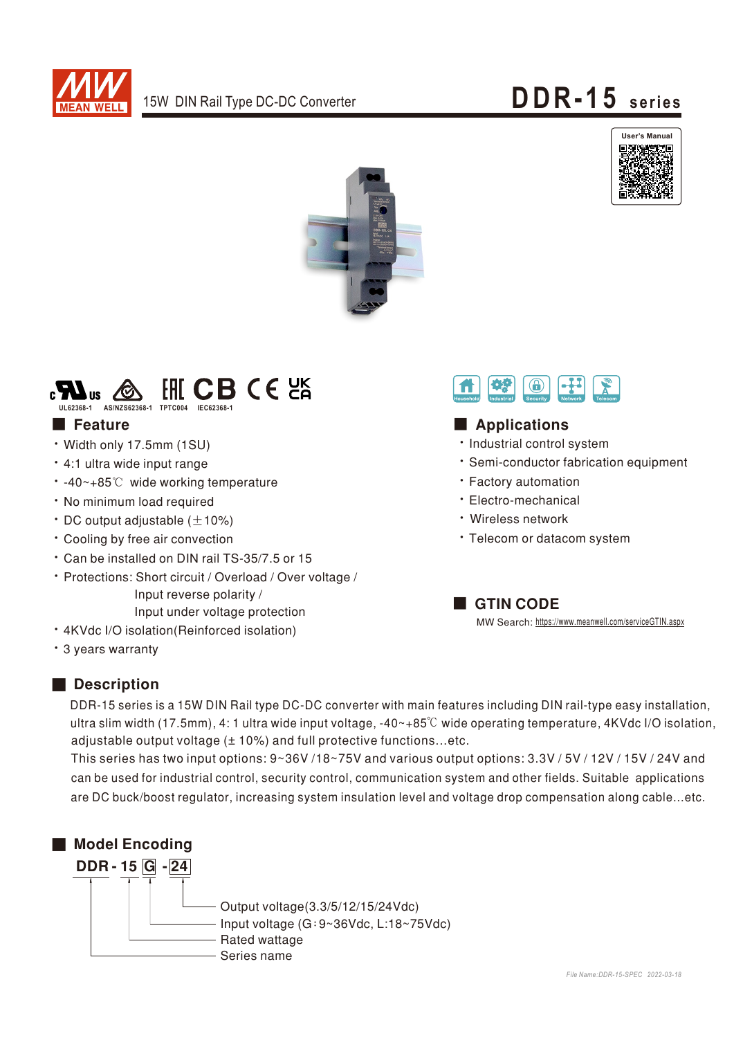MEAN WELL

15W DIN Rail Type DC-DC Converter

# DDR-15 series

User's Manual

UL62368-1 AS/NZS62368-1 TPTC004 IEC62368-1

Household Industrial Security Network Telecom

## Feature

- Width only 17.5mm (1SU)
- 4:1 ultra wide input range
- -40~+85℃ wide working temperature
- No minimum load required
- DC output adjustable (±10%)
- Cooling by free air convection
- Can be installed on DIN rail TS-35/7.5 or 15
- Protections: Short circuit / Overload / Over voltage / Input reverse polarity / Input under voltage protection
- 4KVdc I/O isolation(Reinforced isolation)
- 3 years warranty

## Applications

- Industrial control system
- Semi-conductor fabrication equipment
- Factory automation
- Electro-mechanical
- Wireless network
- Telecom or datacom system

## GTIN CODE

MW Search: https://www.meanwell.com/serviceGTIN.aspx

## Description

DDR-15 series is a 15W DIN Rail type DC-DC converter with main features including DIN rail-type easy installation, ultra slim width (17.5mm), 4: 1 ultra wide input voltage, -40~+85℃ wide operating temperature, 4KVdc I/O isolation, adjustable output voltage (± 10%) and full protective functions...etc.

This series has two input options: 9~36V /18~75V and various output options: 3.3V / 5V / 12V / 15V / 24V and can be used for industrial control, security control, communication system and other fields. Suitable applications are DC buck/boost regulator, increasing system insulation level and voltage drop compensation along cable...etc.

## Model Encoding

**DDR - 15 G - 24**

- 24: Output voltage(3.3/5/12/15/24Vdc)
- G: Input voltage (G：9~36Vdc, L:18~75Vdc)
- 15: Rated wattage
- DDR: Series name

*File Name:DDR-15-SPEC 2022-03-18*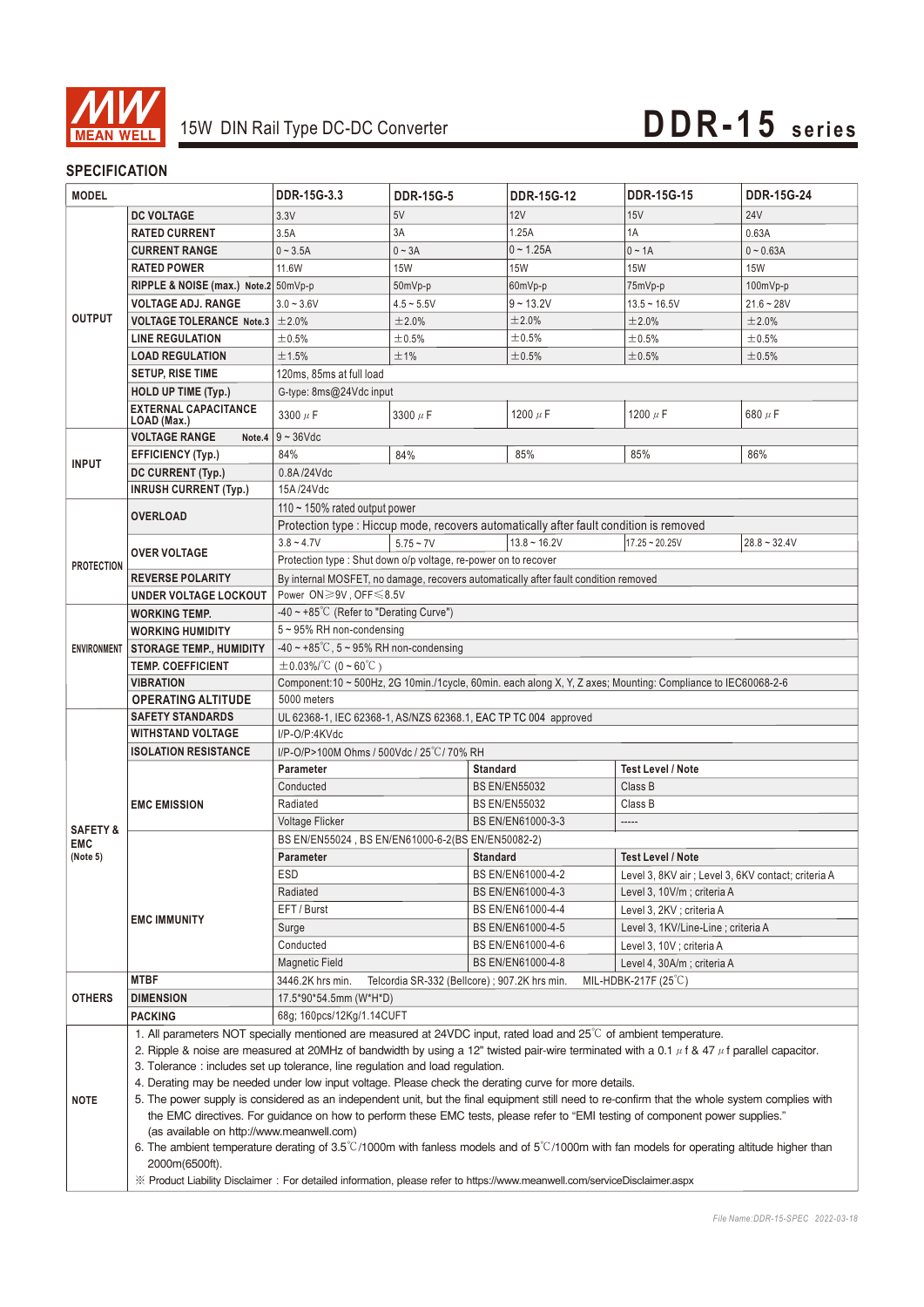15W DIN Rail Type DC-DC Converter

# DDR-15 series

## SPECIFICATION

| MODEL | | DDR-15G-3.3 | DDR-15G-5 | DDR-15G-12 | DDR-15G-15 | DDR-15G-24 |
|---|---|---|---|---|---|---|
| OUTPUT | DC VOLTAGE | 3.3V | 5V | 12V | 15V | 24V |
| | RATED CURRENT | 3.5A | 3A | 1.25A | 1A | 0.63A |
| | CURRENT RANGE | 0 ~ 3.5A | 0 ~ 3A | 0 ~ 1.25A | 0 ~ 1A | 0 ~ 0.63A |
| | RATED POWER | 11.6W | 15W | 15W | 15W | 15W |
| | RIPPLE & NOISE (max.) Note.2 | 50mVp-p | 50mVp-p | 60mVp-p | 75mVp-p | 100mVp-p |
| | VOLTAGE ADJ. RANGE | 3.0 ~ 3.6V | 4.5 ~ 5.5V | 9 ~ 13.2V | 13.5 ~ 16.5V | 21.6 ~ 28V |
| | VOLTAGE TOLERANCE Note.3 | ±2.0% | ±2.0% | ±2.0% | ±2.0% | ±2.0% |
| | LINE REGULATION | ±0.5% | ±0.5% | ±0.5% | ±0.5% | ±0.5% |
| | LOAD REGULATION | ±1.5% | ±1% | ±0.5% | ±0.5% | ±0.5% |
| | SETUP, RISE TIME | 120ms, 85ms at full load | | | | |
| | HOLD UP TIME (Typ.) | G-type: 8ms@24Vdc input | | | | |
| | EXTERNAL CAPACITANCE LOAD (Max.) | 3300 μF | 3300 μF | 1200 μF | 1200 μF | 680 μF |
| INPUT | VOLTAGE RANGE Note.4 | 9 ~ 36Vdc | | | | |
| | EFFICIENCY (Typ.) | 84% | 84% | 85% | 85% | 86% |
| | DC CURRENT (Typ.) | 0.8A /24Vdc | | | | |
| | INRUSH CURRENT (Typ.) | 15A /24Vdc | | | | |
| PROTECTION | OVERLOAD | 110 ~ 150% rated output power | | | | |
| | | Protection type : Hiccup mode, recovers automatically after fault condition is removed | | | | |
| | OVER VOLTAGE | 3.8 ~ 4.7V | 5.75 ~ 7V | 13.8 ~ 16.2V | 17.25 ~ 20.25V | 28.8 ~ 32.4V |
| | | Protection type : Shut down o/p voltage, re-power on to recover | | | | |
| | REVERSE POLARITY | By internal MOSFET, no damage, recovers automatically after fault condition removed | | | | |
| | UNDER VOLTAGE LOCKOUT | Power ON≥9V , OFF≤8.5V | | | | |
| ENVIRONMENT | WORKING TEMP. | -40 ~ +85℃ (Refer to "Derating Curve") | | | | |
| | WORKING HUMIDITY | 5 ~ 95% RH non-condensing | | | | |
| | STORAGE TEMP., HUMIDITY | -40 ~ +85℃, 5 ~ 95% RH non-condensing | | | | |
| | TEMP. COEFFICIENT | ±0.03%/℃ (0 ~ 60℃) | | | | |
| | VIBRATION | Component:10 ~ 500Hz, 2G 10min./1cycle, 60min. each along X, Y, Z axes; Mounting: Compliance to IEC60068-2-6 | | | | |
| | OPERATING ALTITUDE | 5000 meters | | | | |
| SAFETY & EMC (Note 5) | SAFETY STANDARDS | UL 62368-1, IEC 62368-1, AS/NZS 62368.1, EAC TP TC 004 approved | | | | |
| | WITHSTAND VOLTAGE | I/P-O/P:4KVdc | | | | |
| | ISOLATION RESISTANCE | I/P-O/P>100M Ohms / 500Vdc / 25℃/ 70% RH | | | | |
| | EMC EMISSION | Parameter | Standard | Test Level / Note | | |
| | | Conducted | BS EN/EN55032 | Class B | | |
| | | Radiated | BS EN/EN55032 | Class B | | |
| | | Voltage Flicker | BS EN/EN61000-3-3 | ----- | | |
| | EMC IMMUNITY | BS EN/EN55024 , BS EN/EN61000-6-2(BS EN/EN50082-2) | | | | |
| | | Parameter | Standard | Test Level / Note | | |
| | | ESD | BS EN/EN61000-4-2 | Level 3, 8KV air ; Level 3, 6KV contact; criteria A | | |
| | | Radiated | BS EN/EN61000-4-3 | Level 3, 10V/m ; criteria A | | |
| | | EFT / Burst | BS EN/EN61000-4-4 | Level 3, 2KV ; criteria A | | |
| | | Surge | BS EN/EN61000-4-5 | Level 3, 1KV/Line-Line ; criteria A | | |
| | | Conducted | BS EN/EN61000-4-6 | Level 3, 10V ; criteria A | | |
| | | Magnetic Field | BS EN/EN61000-4-8 | Level 4, 30A/m ; criteria A | | |
| OTHERS | MTBF | 3446.2K hrs min. Telcordia SR-332 (Bellcore) ; 907.2K hrs min. MIL-HDBK-217F (25℃) | | | | |
| | DIMENSION | 17.5*90*54.5mm (W*H*D) | | | | |
| | PACKING | 68g; 160pcs/12Kg/1.14CUFT | | | | |

**NOTE**

1. All parameters NOT specially mentioned are measured at 24VDC input, rated load and 25℃ of ambient temperature.
2. Ripple & noise are measured at 20MHz of bandwidth by using a 12" twisted pair-wire terminated with a 0.1 μf & 47 μf parallel capacitor.
3. Tolerance : includes set up tolerance, line regulation and load regulation.
4. Derating may be needed under low input voltage. Please check the derating curve for more details.
5. The power supply is considered as an independent unit, but the final equipment still need to re-confirm that the whole system complies with the EMC directives. For guidance on how to perform these EMC tests, please refer to "EMI testing of component power supplies." (as available on http://www.meanwell.com)
6. The ambient temperature derating of 3.5℃/1000m with fanless models and of 5℃/1000m with fan models for operating altitude higher than 2000m(6500ft).

※ Product Liability Disclaimer : For detailed information, please refer to https://www.meanwell.com/serviceDisclaimer.aspx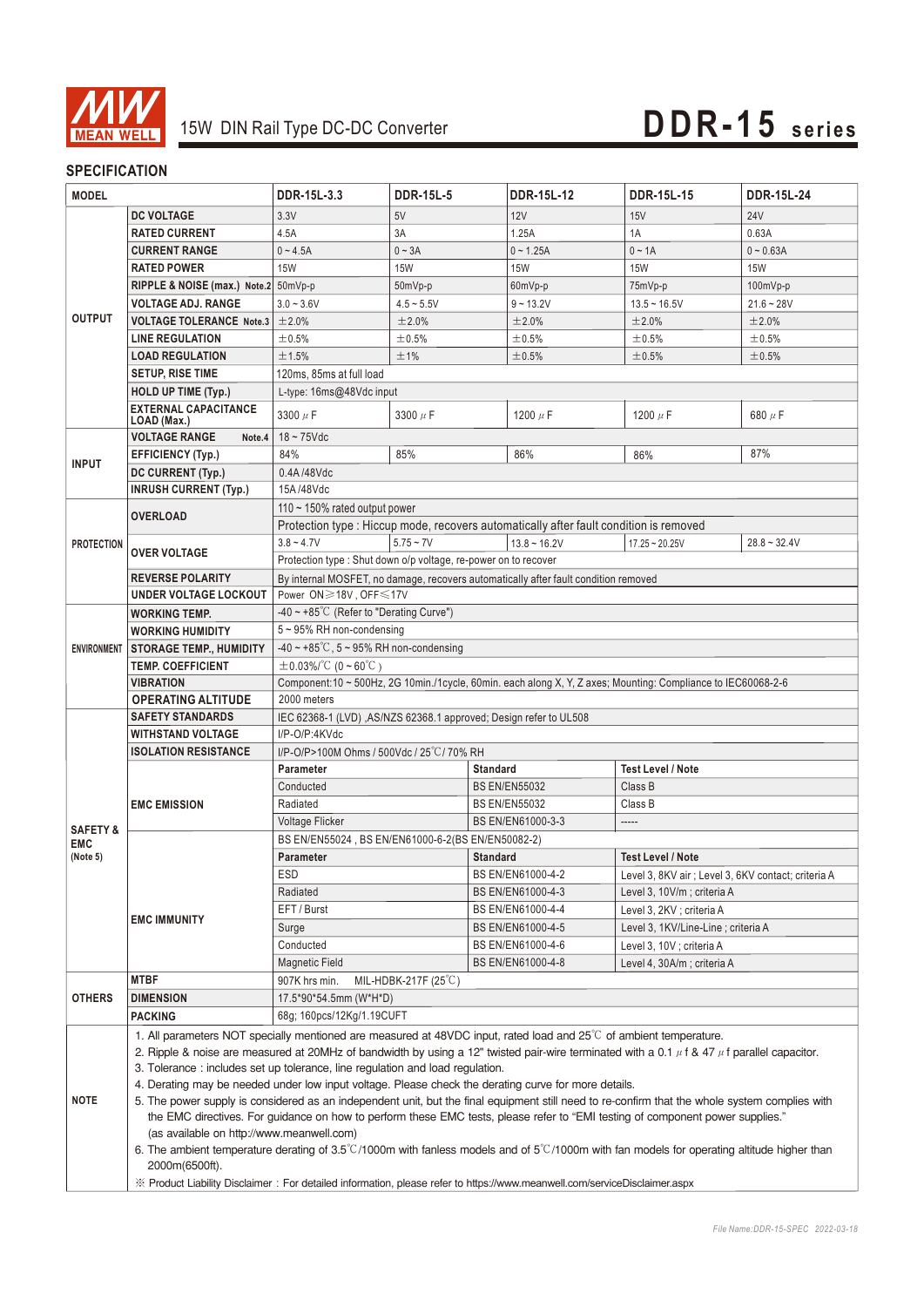# 15W DIN Rail Type DC-DC Converter

# DDR-15 series

## SPECIFICATION

| MODEL | | DDR-15L-3.3 | DDR-15L-5 | DDR-15L-12 | DDR-15L-15 | DDR-15L-24 |
|---|---|---|---|---|---|---|
| OUTPUT | DC VOLTAGE | 3.3V | 5V | 12V | 15V | 24V |
| | RATED CURRENT | 4.5A | 3A | 1.25A | 1A | 0.63A |
| | CURRENT RANGE | 0 ~ 4.5A | 0 ~ 3A | 0 ~ 1.25A | 0 ~ 1A | 0 ~ 0.63A |
| | RATED POWER | 15W | 15W | 15W | 15W | 15W |
| | RIPPLE & NOISE (max.) Note.2 | 50mVp-p | 50mVp-p | 60mVp-p | 75mVp-p | 100mVp-p |
| | VOLTAGE ADJ. RANGE | 3.0 ~ 3.6V | 4.5 ~ 5.5V | 9 ~ 13.2V | 13.5 ~ 16.5V | 21.6 ~ 28V |
| | VOLTAGE TOLERANCE Note.3 | ±2.0% | ±2.0% | ±2.0% | ±2.0% | ±2.0% |
| | LINE REGULATION | ±0.5% | ±0.5% | ±0.5% | ±0.5% | ±0.5% |
| | LOAD REGULATION | ±1.5% | ±1% | ±0.5% | ±0.5% | ±0.5% |
| | SETUP, RISE TIME | 120ms, 85ms at full load | | | | |
| | HOLD UP TIME (Typ.) | L-type: 16ms@48Vdc input | | | | |
| | EXTERNAL CAPACITANCE LOAD (Max.) | 3300 μF | 3300 μF | 1200 μF | 1200 μF | 680 μF |
| INPUT | VOLTAGE RANGE Note.4 | 18 ~ 75Vdc | | | | |
| | EFFICIENCY (Typ.) | 84% | 85% | 86% | 86% | 87% |
| | DC CURRENT (Typ.) | 0.4A /48Vdc | | | | |
| | INRUSH CURRENT (Typ.) | 15A /48Vdc | | | | |
| PROTECTION | OVERLOAD | 110 ~ 150% rated output power | | | | |
| | | Protection type : Hiccup mode, recovers automatically after fault condition is removed | | | | |
| | OVER VOLTAGE | 3.8 ~ 4.7V | 5.75 ~ 7V | 13.8 ~ 16.2V | 17.25 ~ 20.25V | 28.8 ~ 32.4V |
| | | Protection type : Shut down o/p voltage, re-power on to recover | | | | |
| | REVERSE POLARITY | By internal MOSFET, no damage, recovers automatically after fault condition removed | | | | |
| | UNDER VOLTAGE LOCKOUT | Power ON≥18V , OFF≤17V | | | | |
| ENVIRONMENT | WORKING TEMP. | -40 ~ +85℃ (Refer to "Derating Curve") | | | | |
| | WORKING HUMIDITY | 5 ~ 95% RH non-condensing | | | | |
| | STORAGE TEMP., HUMIDITY | -40 ~ +85℃, 5 ~ 95% RH non-condensing | | | | |
| | TEMP. COEFFICIENT | ±0.03%/℃ (0 ~ 60℃) | | | | |
| | VIBRATION | Component:10 ~ 500Hz, 2G 10min./1cycle, 60min. each along X, Y, Z axes; Mounting: Compliance to IEC60068-2-6 | | | | |
| | OPERATING ALTITUDE | 2000 meters | | | | |
| SAFETY & EMC (Note 5) | SAFETY STANDARDS | IEC 62368-1 (LVD) ,AS/NZS 62368.1 approved; Design refer to UL508 | | | | |
| | WITHSTAND VOLTAGE | I/P-O/P:4KVdc | | | | |
| | ISOLATION RESISTANCE | I/P-O/P>100M Ohms / 500Vdc / 25℃/ 70% RH | | | | |
| | EMC EMISSION | Parameter | Standard | Test Level / Note | | |
| | | Conducted | BS EN/EN55032 | Class B | | |
| | | Radiated | BS EN/EN55032 | Class B | | |
| | | Voltage Flicker | BS EN/EN61000-3-3 | ----- | | |
| | EMC IMMUNITY | BS EN/EN55024 , BS EN/EN61000-6-2(BS EN/EN50082-2) | | | | |
| | | Parameter | Standard | Test Level / Note | | |
| | | ESD | BS EN/EN61000-4-2 | Level 3, 8KV air ; Level 3, 6KV contact; criteria A | | |
| | | Radiated | BS EN/EN61000-4-3 | Level 3, 10V/m ; criteria A | | |
| | | EFT / Burst | BS EN/EN61000-4-4 | Level 3, 2KV ; criteria A | | |
| | | Surge | BS EN/EN61000-4-5 | Level 3, 1KV/Line-Line ; criteria A | | |
| | | Conducted | BS EN/EN61000-4-6 | Level 3, 10V ; criteria A | | |
| | | Magnetic Field | BS EN/EN61000-4-8 | Level 4, 30A/m ; criteria A | | |
| OTHERS | MTBF | 907K hrs min. MIL-HDBK-217F (25℃) | | | | |
| | DIMENSION | 17.5*90*54.5mm (W*H*D) | | | | |
| | PACKING | 68g; 160pcs/12Kg/1.19CUFT | | | | |

**NOTE**

1. All parameters NOT specially mentioned are measured at 48VDC input, rated load and 25℃ of ambient temperature.
2. Ripple & noise are measured at 20MHz of bandwidth by using a 12" twisted pair-wire terminated with a 0.1 μf & 47 μf parallel capacitor.
3. Tolerance : includes set up tolerance, line regulation and load regulation.
4. Derating may be needed under low input voltage. Please check the derating curve for more details.
5. The power supply is considered as an independent unit, but the final equipment still need to re-confirm that the whole system complies with the EMC directives. For guidance on how to perform these EMC tests, please refer to "EMI testing of component power supplies." (as available on http://www.meanwell.com)
6. The ambient temperature derating of 3.5℃/1000m with fanless models and of 5℃/1000m with fan models for operating altitude higher than 2000m(6500ft).

※ Product Liability Disclaimer : For detailed information, please refer to https://www.meanwell.com/serviceDisclaimer.aspx

File Name:DDR-15-SPEC 2022-03-18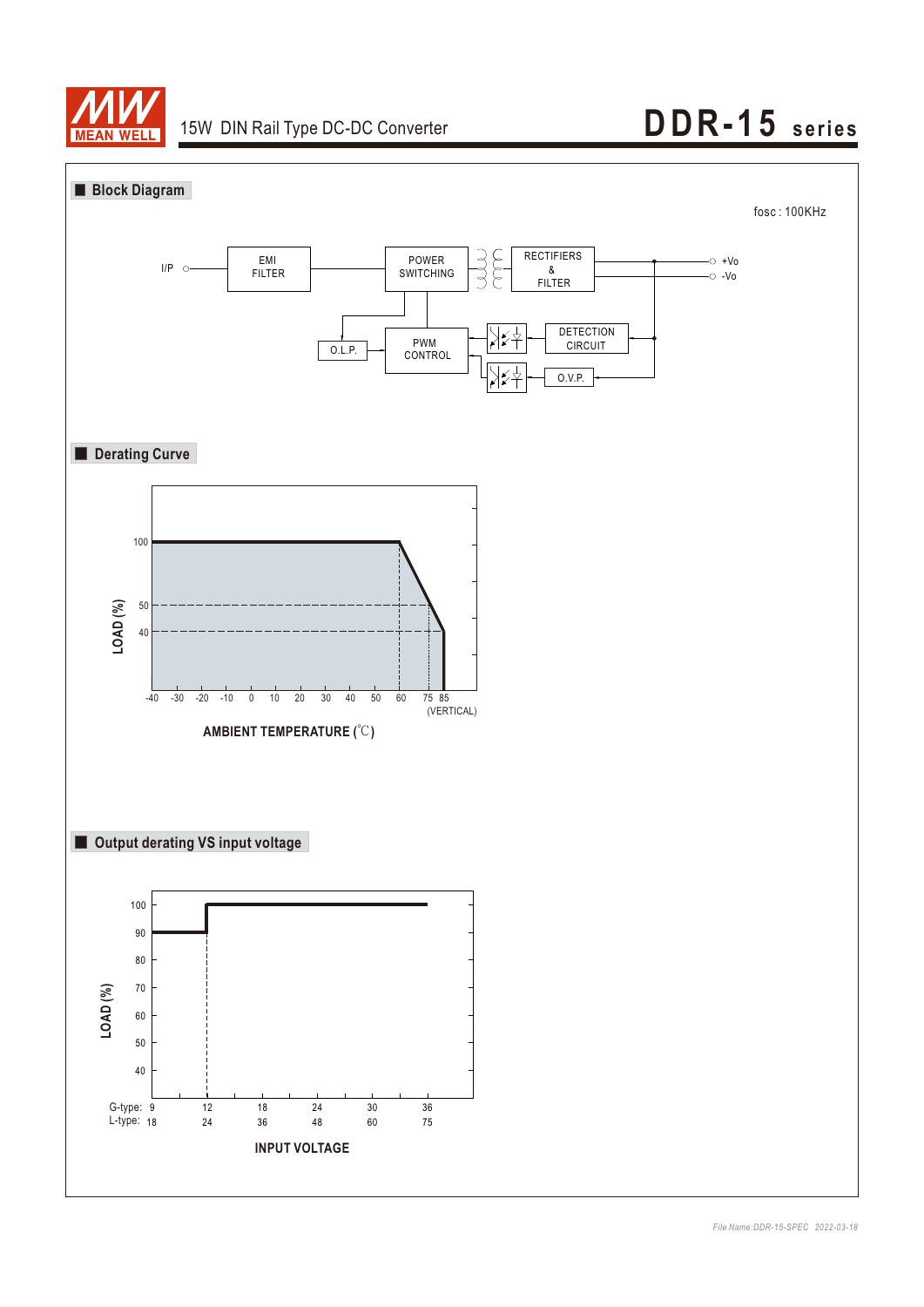## Block Diagram

fosc : 100KHz

I/P — EMI FILTER — POWER SWITCHING — RECTIFIERS & FILTER — +Vo / -Vo

O.L.P. — PWM CONTROL — DETECTION CIRCUIT

O.V.P.

## Derating Curve

LOAD (%)

100, 50, 40

-40 -30 -20 -10 0 10 20 30 40 50 60 75 85 (VERTICAL)

AMBIENT TEMPERATURE (℃)

## Output derating VS input voltage

LOAD (%)

100, 90, 80, 70, 60, 50, 40

G-type: 9 12 18 24 30 36

L-type: 18 24 36 48 60 75

INPUT VOLTAGE

*File Name:DDR-15-SPEC 2022-03-18*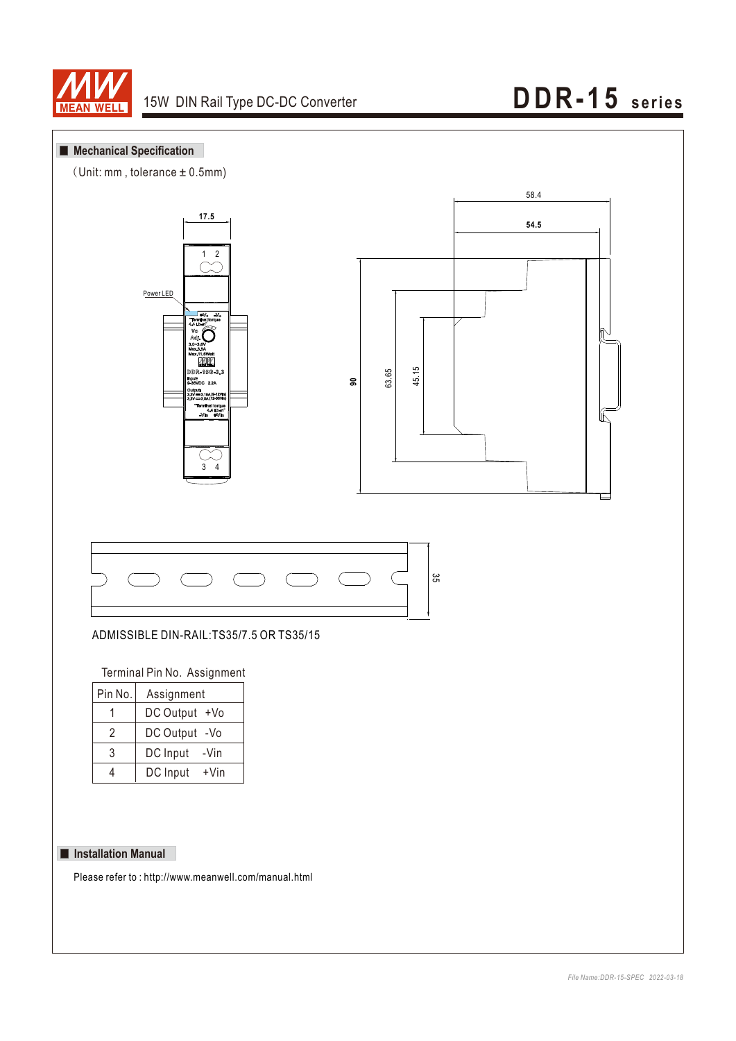## Mechanical Specification

(Unit: mm , tolerance ± 0.5mm)

17.5

1 2

Power LED

3 4

58.4

54.5

90

63.65

45.15

35

ADMISSIBLE DIN-RAIL:TS35/7.5 OR TS35/15

Terminal Pin No. Assignment

| Pin No. | Assignment |
|---|---|
| 1 | DC Output +Vo |
| 2 | DC Output -Vo |
| 3 | DC Input -Vin |
| 4 | DC Input +Vin |

## Installation Manual

Please refer to : http://www.meanwell.com/manual.html